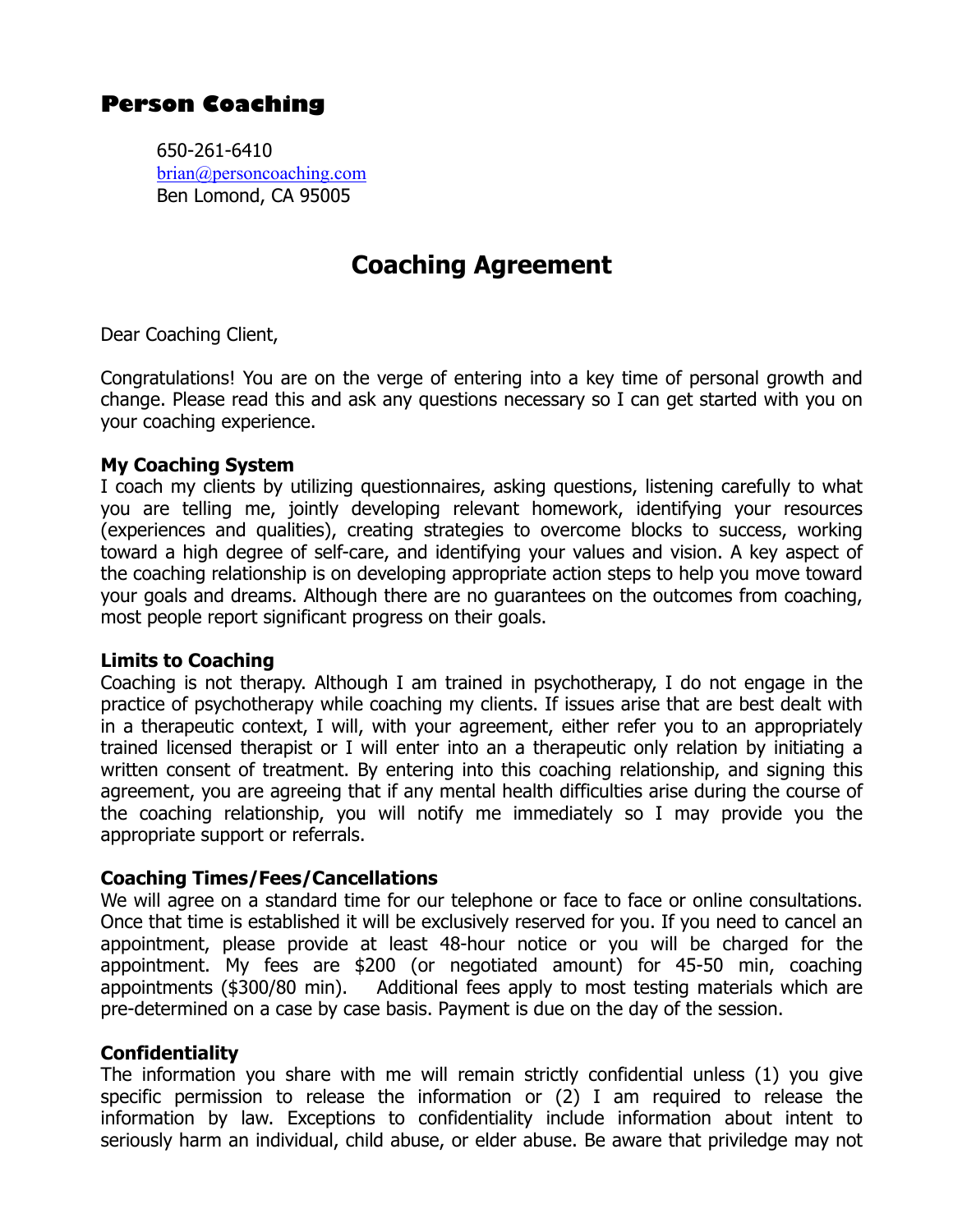## Person Coaching

650-261-6410
brian@personcoaching.com
Ben Lomond, CA 95005

# Coaching Agreement

Dear Coaching Client,

Congratulations! You are on the verge of entering into a key time of personal growth and change. Please read this and ask any questions necessary so I can get started with you on your coaching experience.

**My Coaching System**
I coach my clients by utilizing questionnaires, asking questions, listening carefully to what you are telling me, jointly developing relevant homework, identifying your resources (experiences and qualities), creating strategies to overcome blocks to success, working toward a high degree of self-care, and identifying your values and vision. A key aspect of the coaching relationship is on developing appropriate action steps to help you move toward your goals and dreams. Although there are no guarantees on the outcomes from coaching, most people report significant progress on their goals.

**Limits to Coaching**
Coaching is not therapy. Although I am trained in psychotherapy, I do not engage in the practice of psychotherapy while coaching my clients. If issues arise that are best dealt with in a therapeutic context, I will, with your agreement, either refer you to an appropriately trained licensed therapist or I will enter into an a therapeutic only relation by initiating a written consent of treatment. By entering into this coaching relationship, and signing this agreement, you are agreeing that if any mental health difficulties arise during the course of the coaching relationship, you will notify me immediately so I may provide you the appropriate support or referrals.

**Coaching Times/Fees/Cancellations**
We will agree on a standard time for our telephone or face to face or online consultations. Once that time is established it will be exclusively reserved for you. If you need to cancel an appointment, please provide at least 48-hour notice or you will be charged for the appointment. My fees are $200 (or negotiated amount) for 45-50 min, coaching appointments ($300/80 min). Additional fees apply to most testing materials which are pre-determined on a case by case basis. Payment is due on the day of the session.

**Confidentiality**
The information you share with me will remain strictly confidential unless (1) you give specific permission to release the information or (2) I am required to release the information by law. Exceptions to confidentiality include information about intent to seriously harm an individual, child abuse, or elder abuse. Be aware that priviledge may not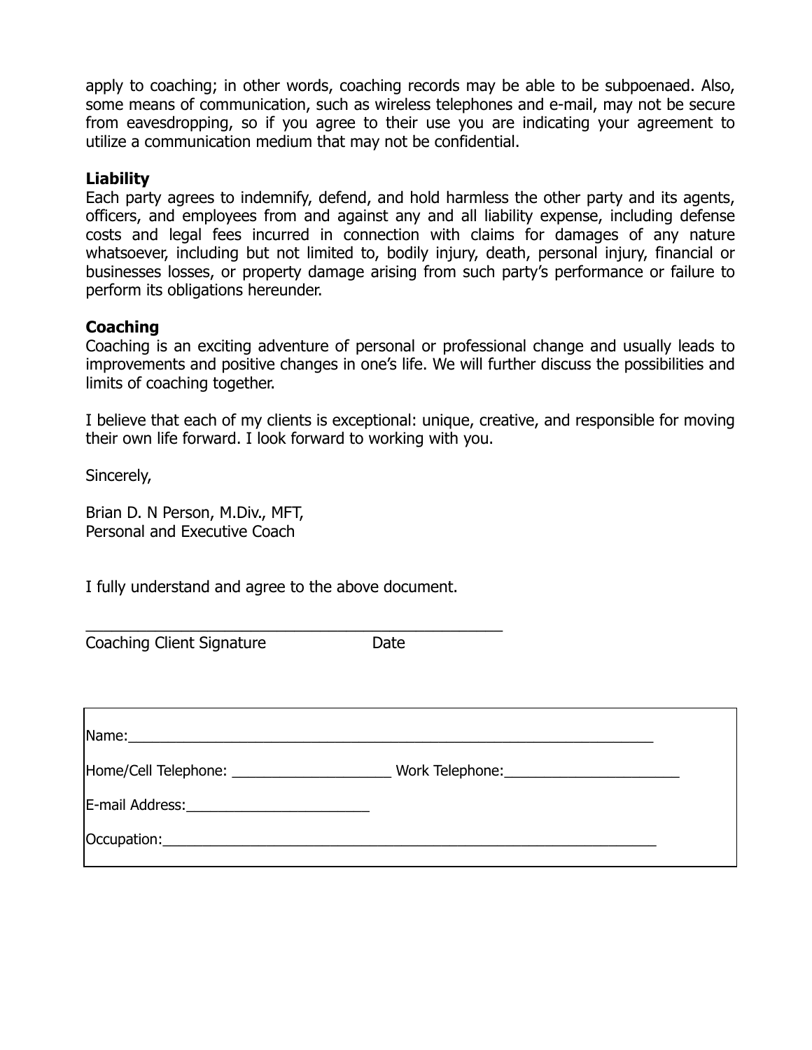apply to coaching; in other words, coaching records may be able to be subpoenaed. Also, some means of communication, such as wireless telephones and e-mail, may not be secure from eavesdropping, so if you agree to their use you are indicating your agreement to utilize a communication medium that may not be confidential.

**Liability**

Each party agrees to indemnify, defend, and hold harmless the other party and its agents, officers, and employees from and against any and all liability expense, including defense costs and legal fees incurred in connection with claims for damages of any nature whatsoever, including but not limited to, bodily injury, death, personal injury, financial or businesses losses, or property damage arising from such party's performance or failure to perform its obligations hereunder.

**Coaching**

Coaching is an exciting adventure of personal or professional change and usually leads to improvements and positive changes in one's life. We will further discuss the possibilities and limits of coaching together.

I believe that each of my clients is exceptional: unique, creative, and responsible for moving their own life forward. I look forward to working with you.

Sincerely,

Brian D. N Person, M.Div., MFT,
Personal and Executive Coach

I fully understand and agree to the above document.

___________________________________________________

Coaching Client Signature                    Date

Name:_______________________________________________________________

Home/Cell Telephone: ____________________ Work Telephone:_____________________

E-mail Address:______________________

Occupation:_____________________________________________________________